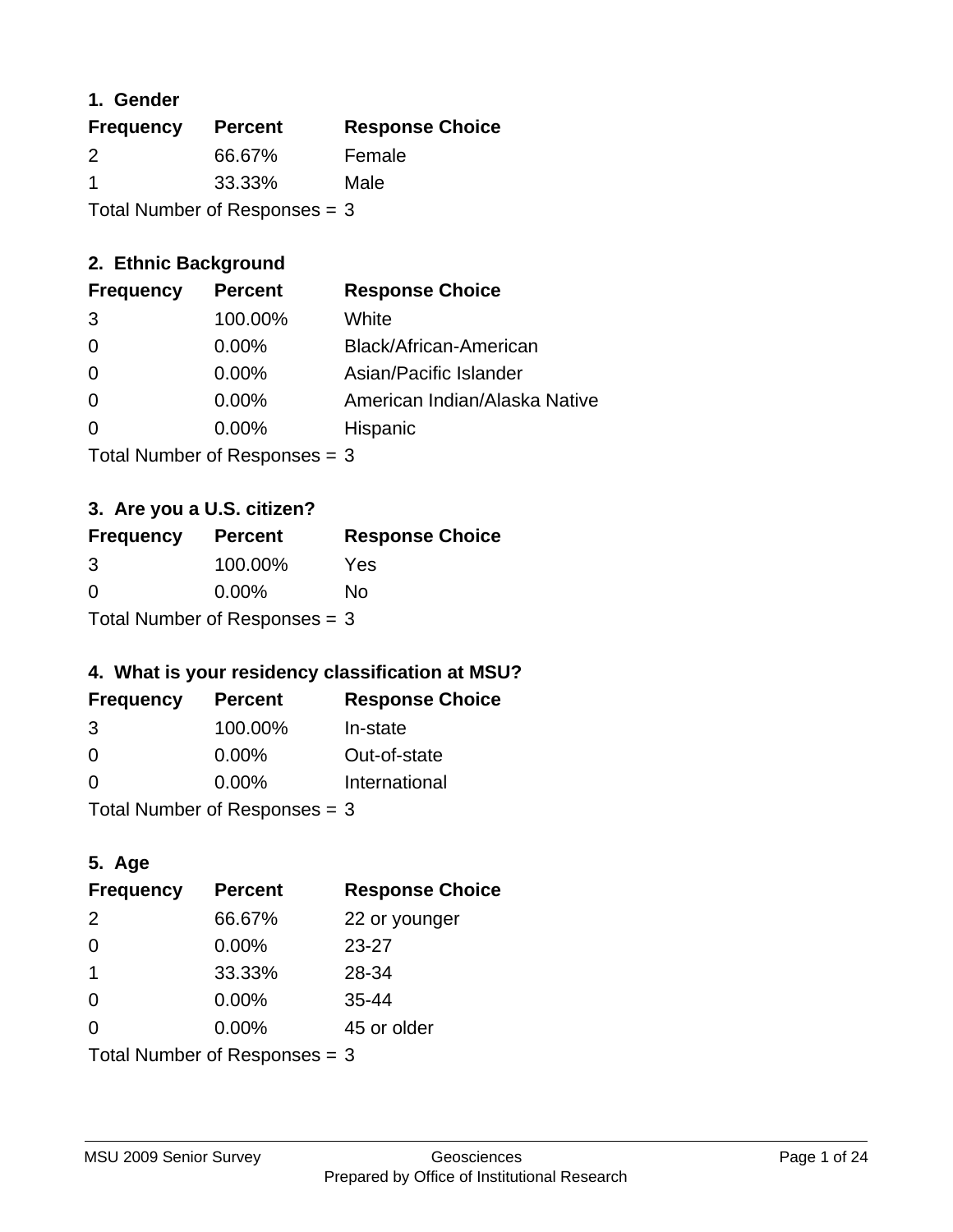## 1. Gender

| Frequency | Percent | Response Choice |
|---|---|---|
| 2 | 66.67% | Female |
| 1 | 33.33% | Male |

Total Number of Responses = 3

## 2. Ethnic Background

| Frequency | Percent | Response Choice |
|---|---|---|
| 3 | 100.00% | White |
| 0 | 0.00% | Black/African-American |
| 0 | 0.00% | Asian/Pacific Islander |
| 0 | 0.00% | American Indian/Alaska Native |
| 0 | 0.00% | Hispanic |

Total Number of Responses = 3

## 3. Are you a U.S. citizen?

| Frequency | Percent | Response Choice |
|---|---|---|
| 3 | 100.00% | Yes |
| 0 | 0.00% | No |

Total Number of Responses = 3

## 4. What is your residency classification at MSU?

| Frequency | Percent | Response Choice |
|---|---|---|
| 3 | 100.00% | In-state |
| 0 | 0.00% | Out-of-state |
| 0 | 0.00% | International |

Total Number of Responses = 3

## 5. Age

| Frequency | Percent | Response Choice |
|---|---|---|
| 2 | 66.67% | 22 or younger |
| 0 | 0.00% | 23-27 |
| 1 | 33.33% | 28-34 |
| 0 | 0.00% | 35-44 |
| 0 | 0.00% | 45 or older |

Total Number of Responses = 3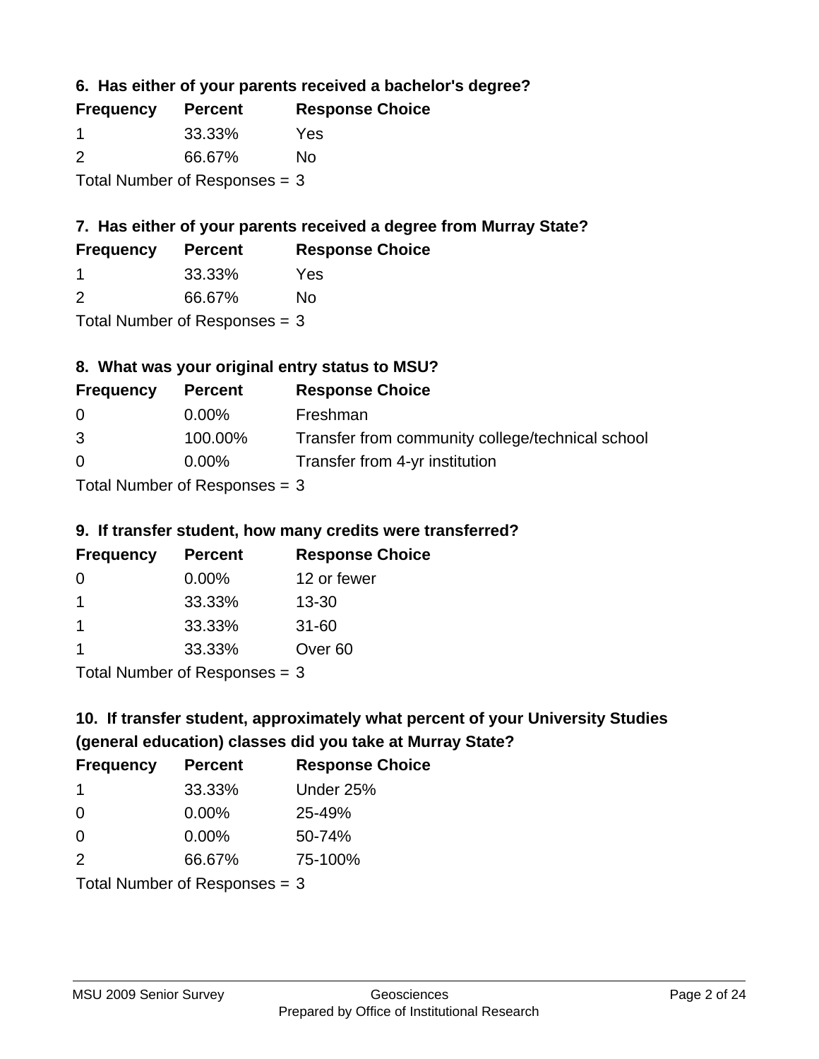### 6. Has either of your parents received a bachelor's degree?

| Frequency | Percent | Response Choice |
|---|---|---|
| 1 | 33.33% | Yes |
| 2 | 66.67% | No |

Total Number of Responses = 3

### 7. Has either of your parents received a degree from Murray State?

| Frequency | Percent | Response Choice |
|---|---|---|
| 1 | 33.33% | Yes |
| 2 | 66.67% | No |

Total Number of Responses = 3

### 8. What was your original entry status to MSU?

| Frequency | Percent | Response Choice |
|---|---|---|
| 0 | 0.00% | Freshman |
| 3 | 100.00% | Transfer from community college/technical school |
| 0 | 0.00% | Transfer from 4-yr institution |

Total Number of Responses = 3

### 9. If transfer student, how many credits were transferred?

| Frequency | Percent | Response Choice |
|---|---|---|
| 0 | 0.00% | 12 or fewer |
| 1 | 33.33% | 13-30 |
| 1 | 33.33% | 31-60 |
| 1 | 33.33% | Over 60 |

Total Number of Responses = 3

### 10. If transfer student, approximately what percent of your University Studies (general education) classes did you take at Murray State?

| Frequency | Percent | Response Choice |
|---|---|---|
| 1 | 33.33% | Under 25% |
| 0 | 0.00% | 25-49% |
| 0 | 0.00% | 50-74% |
| 2 | 66.67% | 75-100% |

Total Number of Responses = 3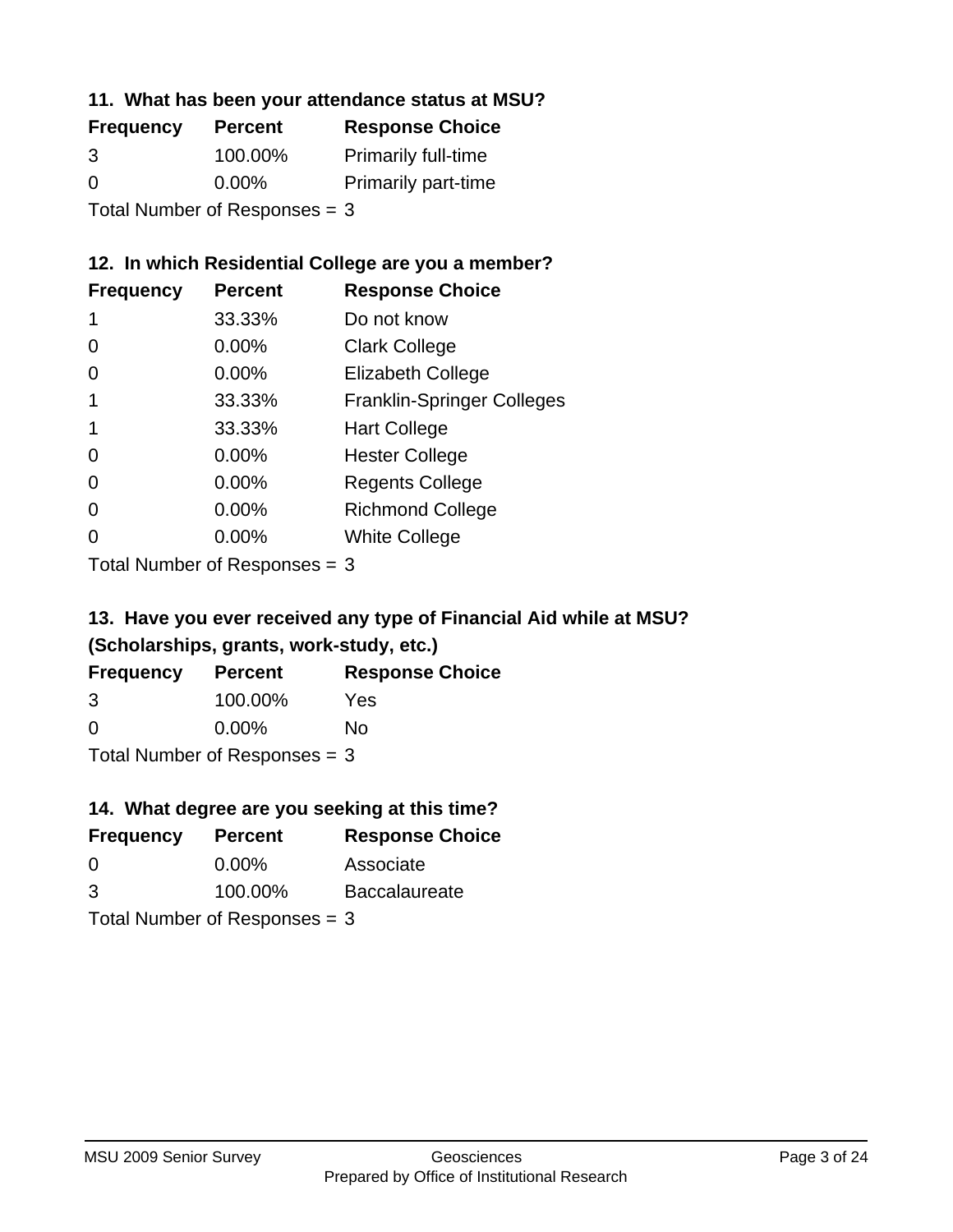### 11. What has been your attendance status at MSU?

| Frequency | Percent | Response Choice |
|---|---|---|
| 3 | 100.00% | Primarily full-time |
| 0 | 0.00% | Primarily part-time |

Total Number of Responses = 3

### 12. In which Residential College are you a member?

| Frequency | Percent | Response Choice |
|---|---|---|
| 1 | 33.33% | Do not know |
| 0 | 0.00% | Clark College |
| 0 | 0.00% | Elizabeth College |
| 1 | 33.33% | Franklin-Springer Colleges |
| 1 | 33.33% | Hart College |
| 0 | 0.00% | Hester College |
| 0 | 0.00% | Regents College |
| 0 | 0.00% | Richmond College |
| 0 | 0.00% | White College |

Total Number of Responses = 3

### 13. Have you ever received any type of Financial Aid while at MSU? (Scholarships, grants, work-study, etc.)

| Frequency | Percent | Response Choice |
|---|---|---|
| 3 | 100.00% | Yes |
| 0 | 0.00% | No |

Total Number of Responses = 3

### 14. What degree are you seeking at this time?

| Frequency | Percent | Response Choice |
|---|---|---|
| 0 | 0.00% | Associate |
| 3 | 100.00% | Baccalaureate |

Total Number of Responses = 3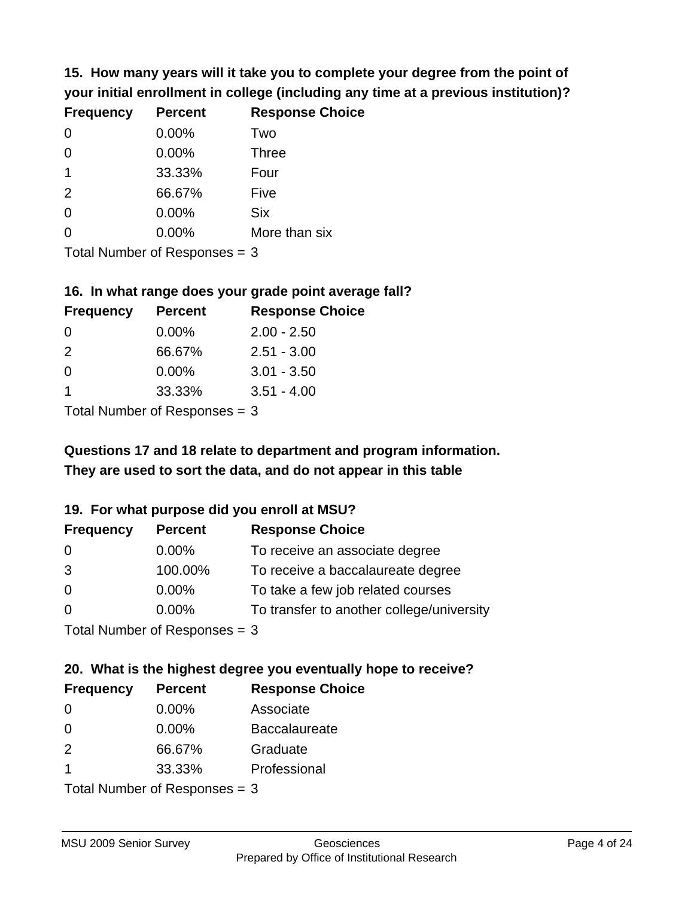### 15. How many years will it take you to complete your degree from the point of your initial enrollment in college (including any time at a previous institution)?

| Frequency | Percent | Response Choice |
|---|---|---|
| 0 | 0.00% | Two |
| 0 | 0.00% | Three |
| 1 | 33.33% | Four |
| 2 | 66.67% | Five |
| 0 | 0.00% | Six |
| 0 | 0.00% | More than six |

Total Number of Responses = 3

### 16. In what range does your grade point average fall?

| Frequency | Percent | Response Choice |
|---|---|---|
| 0 | 0.00% | 2.00 - 2.50 |
| 2 | 66.67% | 2.51 - 3.00 |
| 0 | 0.00% | 3.01 - 3.50 |
| 1 | 33.33% | 3.51 - 4.00 |

Total Number of Responses = 3

**Questions 17 and 18 relate to department and program information. They are used to sort the data, and do not appear in this table**

### 19. For what purpose did you enroll at MSU?

| Frequency | Percent | Response Choice |
|---|---|---|
| 0 | 0.00% | To receive an associate degree |
| 3 | 100.00% | To receive a baccalaureate degree |
| 0 | 0.00% | To take a few job related courses |
| 0 | 0.00% | To transfer to another college/university |

Total Number of Responses = 3

### 20. What is the highest degree you eventually hope to receive?

| Frequency | Percent | Response Choice |
|---|---|---|
| 0 | 0.00% | Associate |
| 0 | 0.00% | Baccalaureate |
| 2 | 66.67% | Graduate |
| 1 | 33.33% | Professional |

Total Number of Responses = 3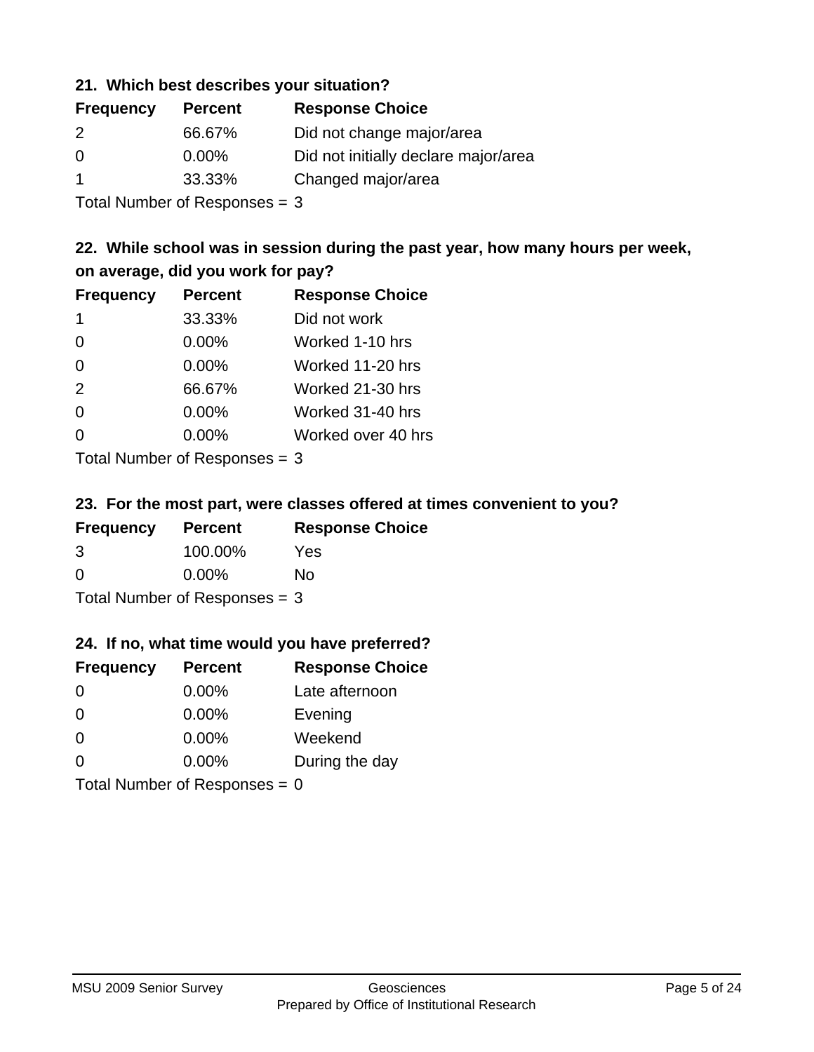### 21. Which best describes your situation?

| Frequency | Percent | Response Choice |
|---|---|---|
| 2 | 66.67% | Did not change major/area |
| 0 | 0.00% | Did not initially declare major/area |
| 1 | 33.33% | Changed major/area |

Total Number of Responses = 3

### 22. While school was in session during the past year, how many hours per week, on average, did you work for pay?

| Frequency | Percent | Response Choice |
|---|---|---|
| 1 | 33.33% | Did not work |
| 0 | 0.00% | Worked 1-10 hrs |
| 0 | 0.00% | Worked 11-20 hrs |
| 2 | 66.67% | Worked 21-30 hrs |
| 0 | 0.00% | Worked 31-40 hrs |
| 0 | 0.00% | Worked over 40 hrs |

Total Number of Responses = 3

### 23. For the most part, were classes offered at times convenient to you?

| Frequency | Percent | Response Choice |
|---|---|---|
| 3 | 100.00% | Yes |
| 0 | 0.00% | No |

Total Number of Responses = 3

### 24. If no, what time would you have preferred?

| Frequency | Percent | Response Choice |
|---|---|---|
| 0 | 0.00% | Late afternoon |
| 0 | 0.00% | Evening |
| 0 | 0.00% | Weekend |
| 0 | 0.00% | During the day |

Total Number of Responses = 0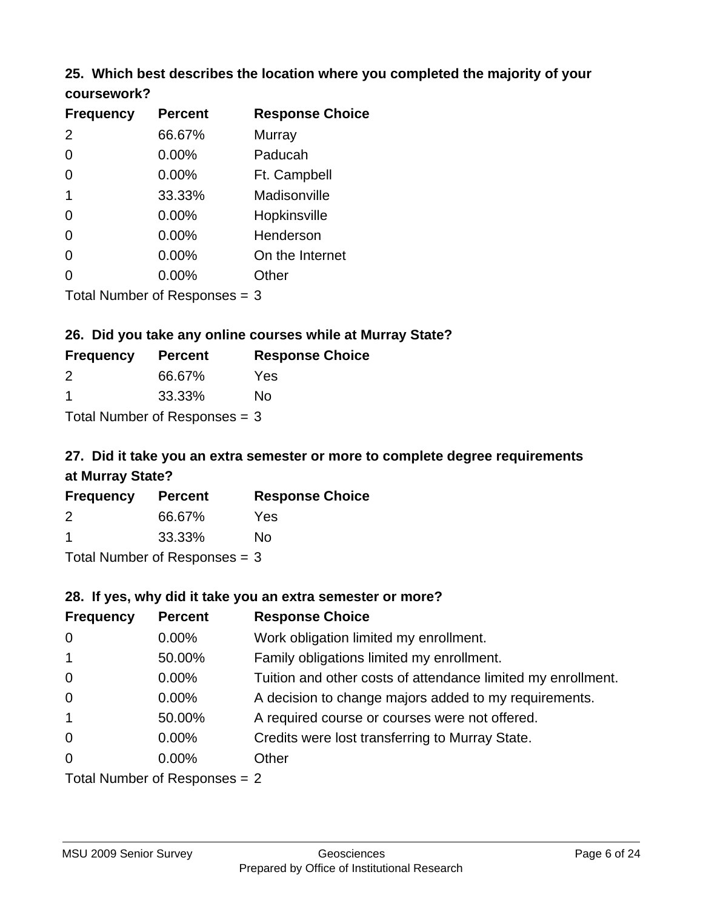### 25. Which best describes the location where you completed the majority of your coursework?

| Frequency | Percent | Response Choice |
| --- | --- | --- |
| 2 | 66.67% | Murray |
| 0 | 0.00% | Paducah |
| 0 | 0.00% | Ft. Campbell |
| 1 | 33.33% | Madisonville |
| 0 | 0.00% | Hopkinsville |
| 0 | 0.00% | Henderson |
| 0 | 0.00% | On the Internet |
| 0 | 0.00% | Other |

Total Number of Responses = 3

### 26. Did you take any online courses while at Murray State?

| Frequency | Percent | Response Choice |
| --- | --- | --- |
| 2 | 66.67% | Yes |
| 1 | 33.33% | No |

Total Number of Responses = 3

### 27. Did it take you an extra semester or more to complete degree requirements at Murray State?

| Frequency | Percent | Response Choice |
| --- | --- | --- |
| 2 | 66.67% | Yes |
| 1 | 33.33% | No |

Total Number of Responses = 3

### 28. If yes, why did it take you an extra semester or more?

| Frequency | Percent | Response Choice |
| --- | --- | --- |
| 0 | 0.00% | Work obligation limited my enrollment. |
| 1 | 50.00% | Family obligations limited my enrollment. |
| 0 | 0.00% | Tuition and other costs of attendance limited my enrollment. |
| 0 | 0.00% | A decision to change majors added to my requirements. |
| 1 | 50.00% | A required course or courses were not offered. |
| 0 | 0.00% | Credits were lost transferring to Murray State. |
| 0 | 0.00% | Other |

Total Number of Responses = 2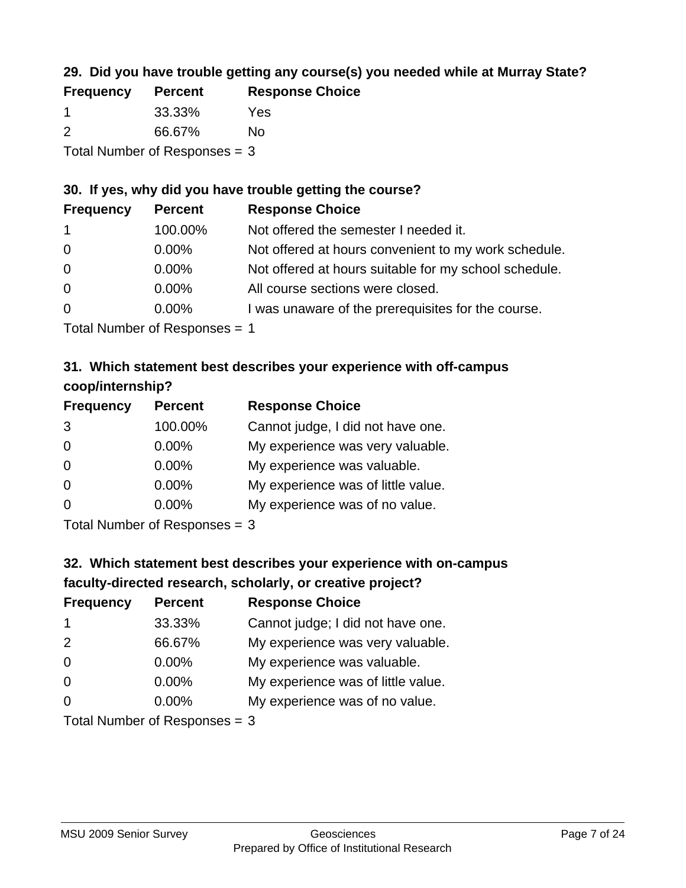### 29. Did you have trouble getting any course(s) you needed while at Murray State?

| Frequency | Percent | Response Choice |
| --- | --- | --- |
| 1 | 33.33% | Yes |
| 2 | 66.67% | No |

Total Number of Responses = 3

### 30. If yes, why did you have trouble getting the course?

| Frequency | Percent | Response Choice |
| --- | --- | --- |
| 1 | 100.00% | Not offered the semester I needed it. |
| 0 | 0.00% | Not offered at hours convenient to my work schedule. |
| 0 | 0.00% | Not offered at hours suitable for my school schedule. |
| 0 | 0.00% | All course sections were closed. |
| 0 | 0.00% | I was unaware of the prerequisites for the course. |

Total Number of Responses = 1

### 31. Which statement best describes your experience with off-campus coop/internship?

| Frequency | Percent | Response Choice |
| --- | --- | --- |
| 3 | 100.00% | Cannot judge, I did not have one. |
| 0 | 0.00% | My experience was very valuable. |
| 0 | 0.00% | My experience was valuable. |
| 0 | 0.00% | My experience was of little value. |
| 0 | 0.00% | My experience was of no value. |

Total Number of Responses = 3

### 32. Which statement best describes your experience with on-campus faculty-directed research, scholarly, or creative project?

| Frequency | Percent | Response Choice |
| --- | --- | --- |
| 1 | 33.33% | Cannot judge; I did not have one. |
| 2 | 66.67% | My experience was very valuable. |
| 0 | 0.00% | My experience was valuable. |
| 0 | 0.00% | My experience was of little value. |
| 0 | 0.00% | My experience was of no value. |

Total Number of Responses = 3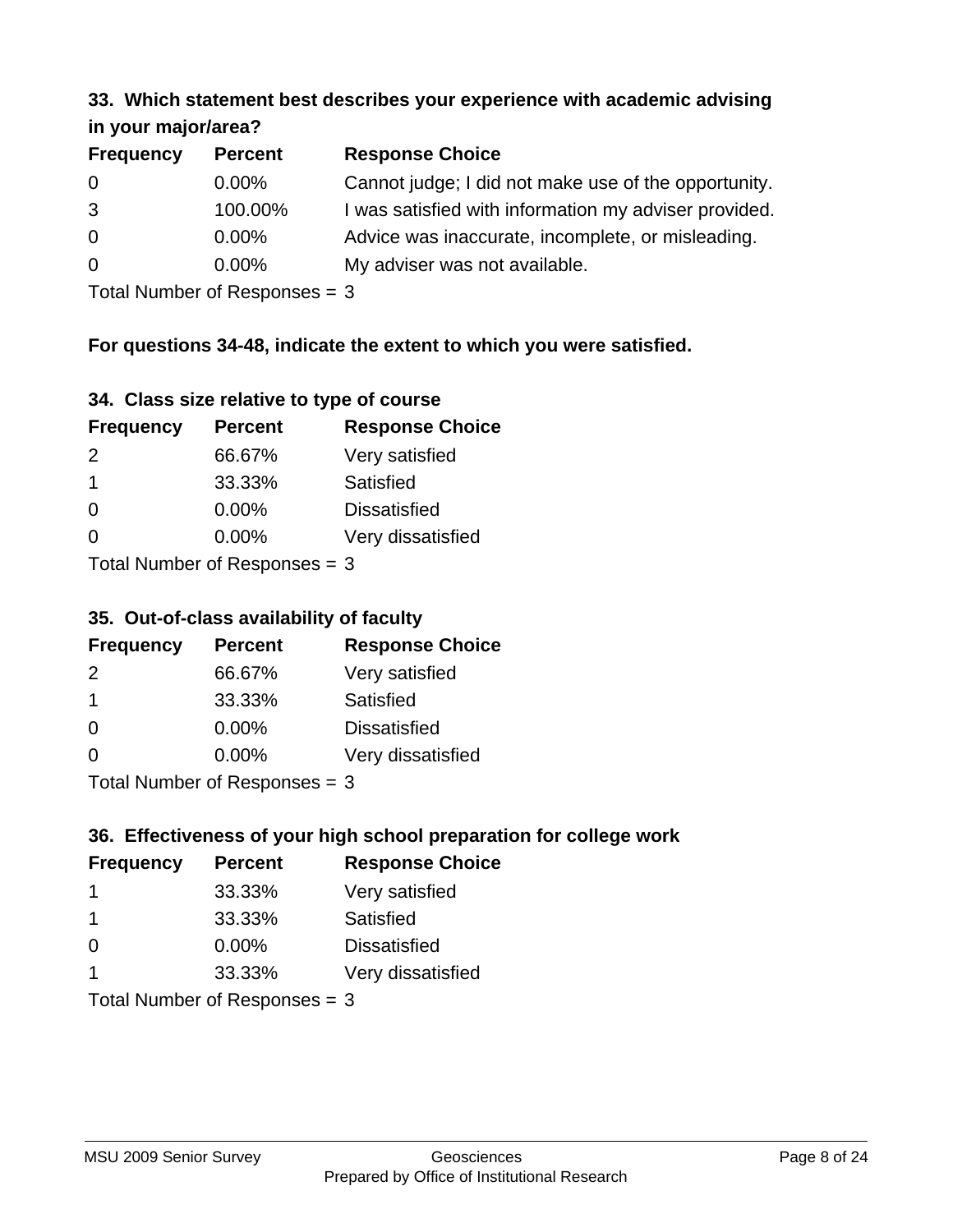### 33. Which statement best describes your experience with academic advising in your major/area?

| Frequency | Percent | Response Choice |
|---|---|---|
| 0 | 0.00% | Cannot judge; I did not make use of the opportunity. |
| 3 | 100.00% | I was satisfied with information my adviser provided. |
| 0 | 0.00% | Advice was inaccurate, incomplete, or misleading. |
| 0 | 0.00% | My adviser was not available. |

Total Number of Responses = 3

**For questions 34-48, indicate the extent to which you were satisfied.**

### 34. Class size relative to type of course

| Frequency | Percent | Response Choice |
|---|---|---|
| 2 | 66.67% | Very satisfied |
| 1 | 33.33% | Satisfied |
| 0 | 0.00% | Dissatisfied |
| 0 | 0.00% | Very dissatisfied |

Total Number of Responses = 3

### 35. Out-of-class availability of faculty

| Frequency | Percent | Response Choice |
|---|---|---|
| 2 | 66.67% | Very satisfied |
| 1 | 33.33% | Satisfied |
| 0 | 0.00% | Dissatisfied |
| 0 | 0.00% | Very dissatisfied |

Total Number of Responses = 3

### 36. Effectiveness of your high school preparation for college work

| Frequency | Percent | Response Choice |
|---|---|---|
| 1 | 33.33% | Very satisfied |
| 1 | 33.33% | Satisfied |
| 0 | 0.00% | Dissatisfied |
| 1 | 33.33% | Very dissatisfied |

Total Number of Responses = 3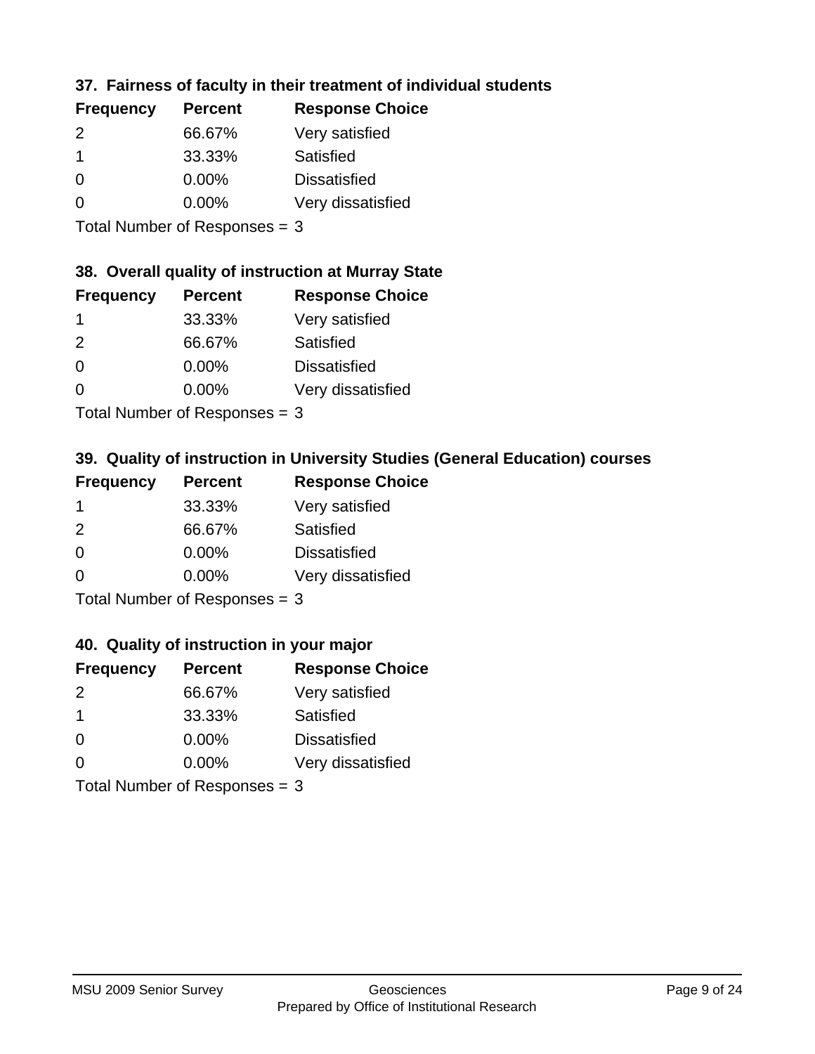### 37. Fairness of faculty in their treatment of individual students

| Frequency | Percent | Response Choice |
|---|---|---|
| 2 | 66.67% | Very satisfied |
| 1 | 33.33% | Satisfied |
| 0 | 0.00% | Dissatisfied |
| 0 | 0.00% | Very dissatisfied |

Total Number of Responses = 3

### 38. Overall quality of instruction at Murray State

| Frequency | Percent | Response Choice |
|---|---|---|
| 1 | 33.33% | Very satisfied |
| 2 | 66.67% | Satisfied |
| 0 | 0.00% | Dissatisfied |
| 0 | 0.00% | Very dissatisfied |

Total Number of Responses = 3

### 39. Quality of instruction in University Studies (General Education) courses

| Frequency | Percent | Response Choice |
|---|---|---|
| 1 | 33.33% | Very satisfied |
| 2 | 66.67% | Satisfied |
| 0 | 0.00% | Dissatisfied |
| 0 | 0.00% | Very dissatisfied |

Total Number of Responses = 3

### 40. Quality of instruction in your major

| Frequency | Percent | Response Choice |
|---|---|---|
| 2 | 66.67% | Very satisfied |
| 1 | 33.33% | Satisfied |
| 0 | 0.00% | Dissatisfied |
| 0 | 0.00% | Very dissatisfied |

Total Number of Responses = 3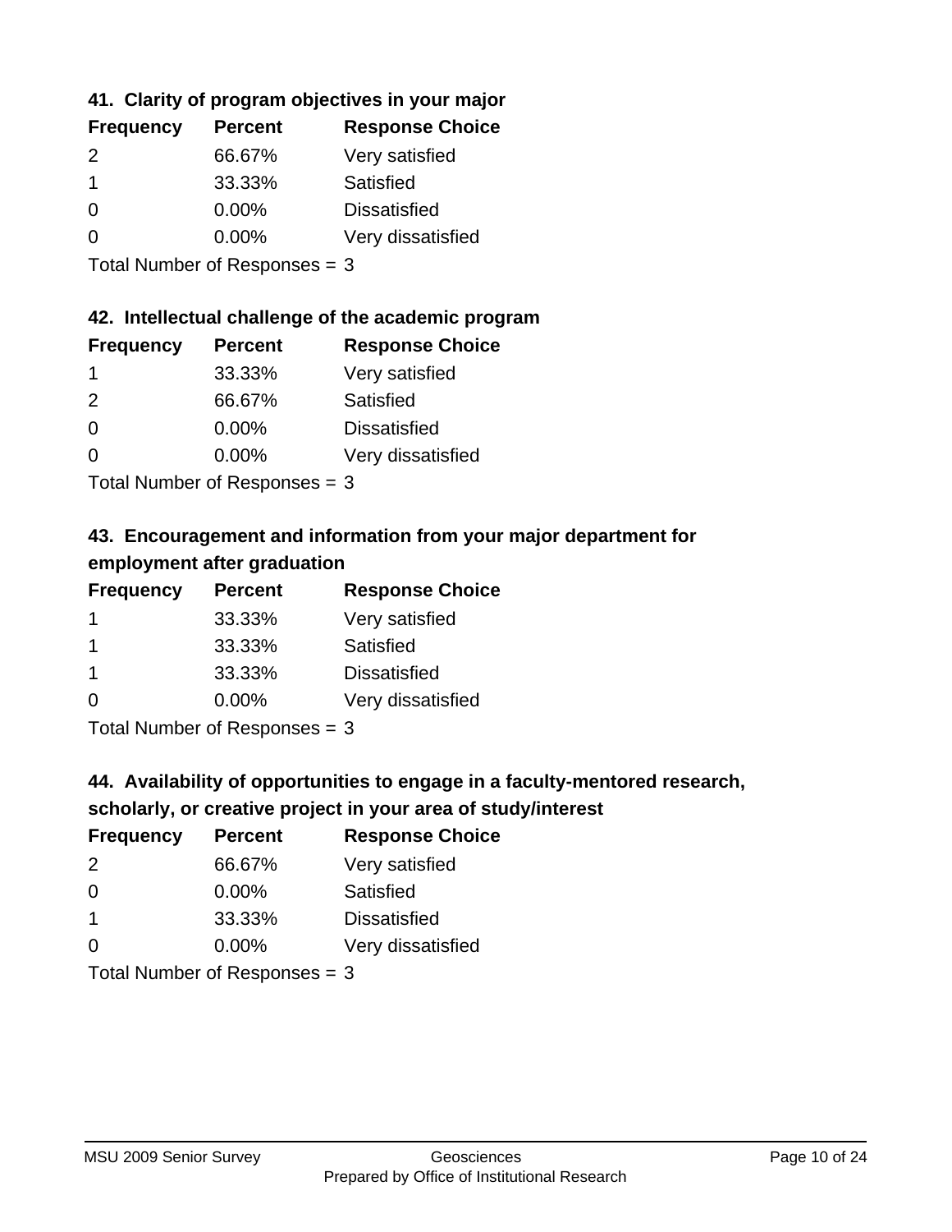### 41. Clarity of program objectives in your major

| Frequency | Percent | Response Choice |
| --- | --- | --- |
| 2 | 66.67% | Very satisfied |
| 1 | 33.33% | Satisfied |
| 0 | 0.00% | Dissatisfied |
| 0 | 0.00% | Very dissatisfied |

Total Number of Responses = 3

### 42. Intellectual challenge of the academic program

| Frequency | Percent | Response Choice |
| --- | --- | --- |
| 1 | 33.33% | Very satisfied |
| 2 | 66.67% | Satisfied |
| 0 | 0.00% | Dissatisfied |
| 0 | 0.00% | Very dissatisfied |

Total Number of Responses = 3

### 43. Encouragement and information from your major department for employment after graduation

| Frequency | Percent | Response Choice |
| --- | --- | --- |
| 1 | 33.33% | Very satisfied |
| 1 | 33.33% | Satisfied |
| 1 | 33.33% | Dissatisfied |
| 0 | 0.00% | Very dissatisfied |

Total Number of Responses = 3

### 44. Availability of opportunities to engage in a faculty-mentored research, scholarly, or creative project in your area of study/interest

| Frequency | Percent | Response Choice |
| --- | --- | --- |
| 2 | 66.67% | Very satisfied |
| 0 | 0.00% | Satisfied |
| 1 | 33.33% | Dissatisfied |
| 0 | 0.00% | Very dissatisfied |

Total Number of Responses = 3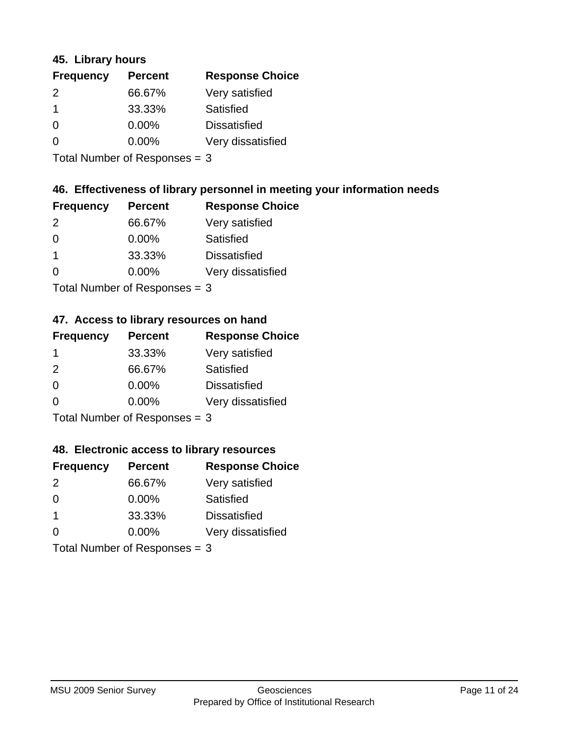### 45. Library hours

| Frequency | Percent | Response Choice |
| --- | --- | --- |
| 2 | 66.67% | Very satisfied |
| 1 | 33.33% | Satisfied |
| 0 | 0.00% | Dissatisfied |
| 0 | 0.00% | Very dissatisfied |

Total Number of Responses = 3

### 46. Effectiveness of library personnel in meeting your information needs

| Frequency | Percent | Response Choice |
| --- | --- | --- |
| 2 | 66.67% | Very satisfied |
| 0 | 0.00% | Satisfied |
| 1 | 33.33% | Dissatisfied |
| 0 | 0.00% | Very dissatisfied |

Total Number of Responses = 3

### 47. Access to library resources on hand

| Frequency | Percent | Response Choice |
| --- | --- | --- |
| 1 | 33.33% | Very satisfied |
| 2 | 66.67% | Satisfied |
| 0 | 0.00% | Dissatisfied |
| 0 | 0.00% | Very dissatisfied |

Total Number of Responses = 3

### 48. Electronic access to library resources

| Frequency | Percent | Response Choice |
| --- | --- | --- |
| 2 | 66.67% | Very satisfied |
| 0 | 0.00% | Satisfied |
| 1 | 33.33% | Dissatisfied |
| 0 | 0.00% | Very dissatisfied |

Total Number of Responses = 3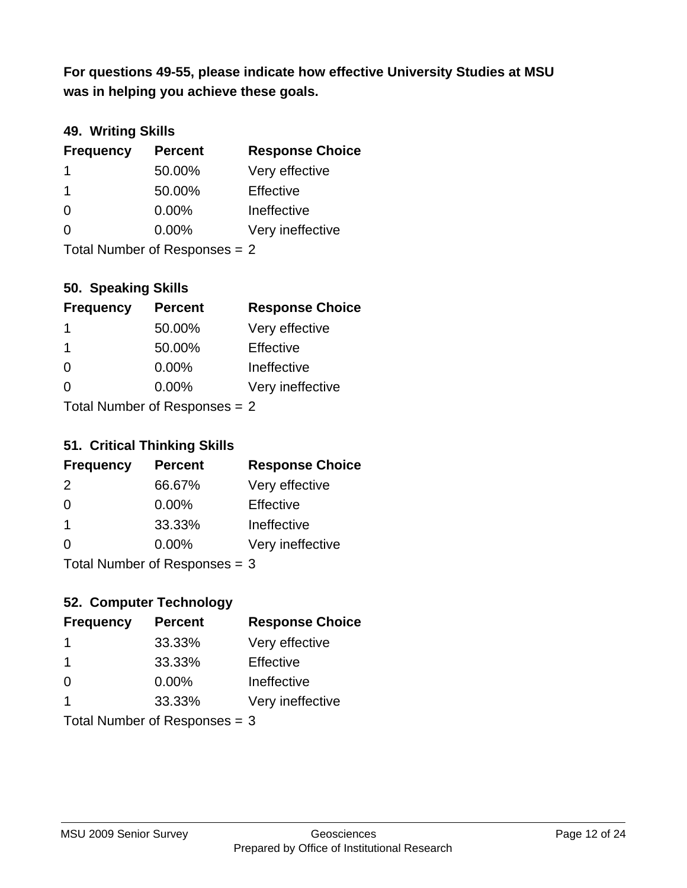**For questions 49-55, please indicate how effective University Studies at MSU was in helping you achieve these goals.**

### 49. Writing Skills

| Frequency | Percent | Response Choice |
|---|---|---|
| 1 | 50.00% | Very effective |
| 1 | 50.00% | Effective |
| 0 | 0.00% | Ineffective |
| 0 | 0.00% | Very ineffective |

Total Number of Responses = 2

### 50. Speaking Skills

| Frequency | Percent | Response Choice |
|---|---|---|
| 1 | 50.00% | Very effective |
| 1 | 50.00% | Effective |
| 0 | 0.00% | Ineffective |
| 0 | 0.00% | Very ineffective |

Total Number of Responses = 2

### 51. Critical Thinking Skills

| Frequency | Percent | Response Choice |
|---|---|---|
| 2 | 66.67% | Very effective |
| 0 | 0.00% | Effective |
| 1 | 33.33% | Ineffective |
| 0 | 0.00% | Very ineffective |

Total Number of Responses = 3

### 52. Computer Technology

| Frequency | Percent | Response Choice |
|---|---|---|
| 1 | 33.33% | Very effective |
| 1 | 33.33% | Effective |
| 0 | 0.00% | Ineffective |
| 1 | 33.33% | Very ineffective |

Total Number of Responses = 3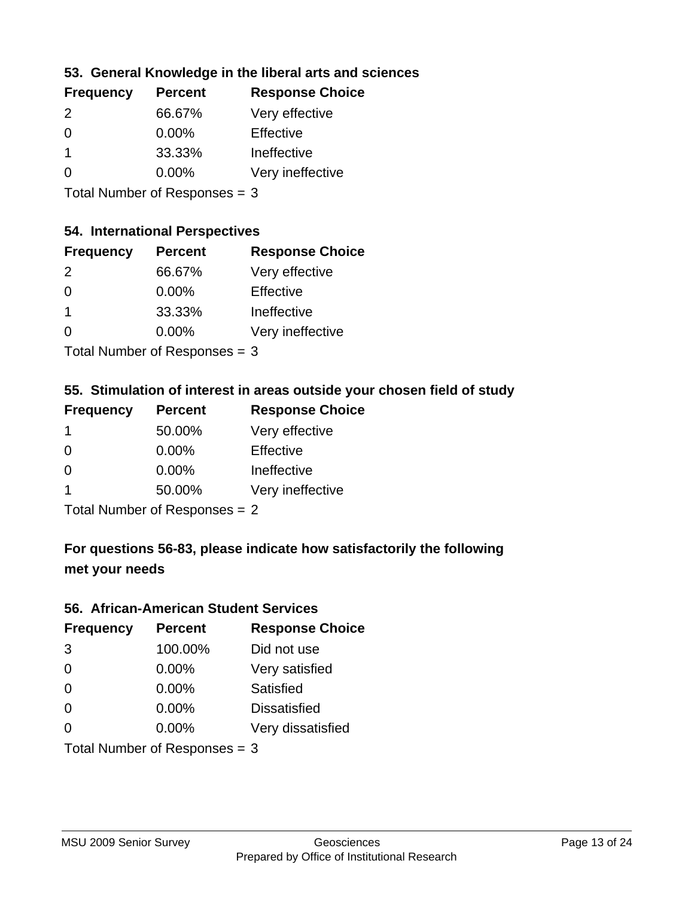### 53. General Knowledge in the liberal arts and sciences

| Frequency | Percent | Response Choice |
| --- | --- | --- |
| 2 | 66.67% | Very effective |
| 0 | 0.00% | Effective |
| 1 | 33.33% | Ineffective |
| 0 | 0.00% | Very ineffective |

Total Number of Responses = 3

### 54. International Perspectives

| Frequency | Percent | Response Choice |
| --- | --- | --- |
| 2 | 66.67% | Very effective |
| 0 | 0.00% | Effective |
| 1 | 33.33% | Ineffective |
| 0 | 0.00% | Very ineffective |

Total Number of Responses = 3

### 55. Stimulation of interest in areas outside your chosen field of study

| Frequency | Percent | Response Choice |
| --- | --- | --- |
| 1 | 50.00% | Very effective |
| 0 | 0.00% | Effective |
| 0 | 0.00% | Ineffective |
| 1 | 50.00% | Very ineffective |

Total Number of Responses = 2

## For questions 56-83, please indicate how satisfactorily the following met your needs

### 56. African-American Student Services

| Frequency | Percent | Response Choice |
| --- | --- | --- |
| 3 | 100.00% | Did not use |
| 0 | 0.00% | Very satisfied |
| 0 | 0.00% | Satisfied |
| 0 | 0.00% | Dissatisfied |
| 0 | 0.00% | Very dissatisfied |

Total Number of Responses = 3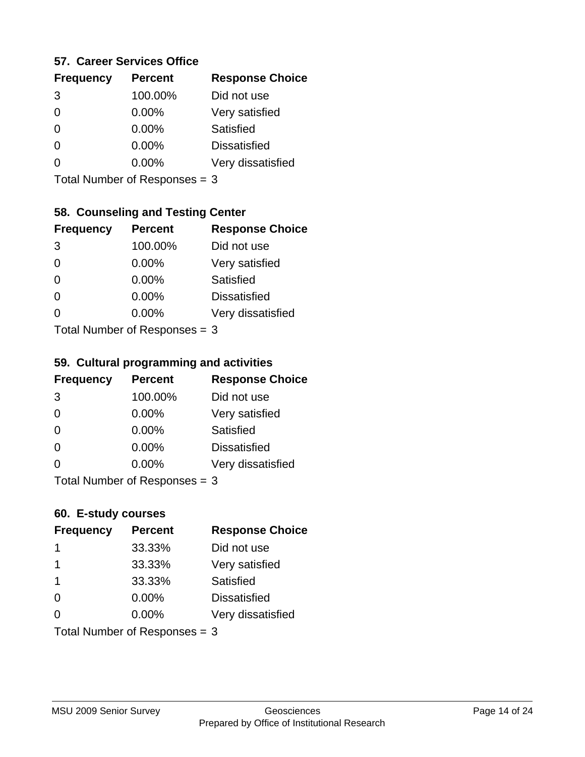### 57. Career Services Office

| Frequency | Percent | Response Choice |
|---|---|---|
| 3 | 100.00% | Did not use |
| 0 | 0.00% | Very satisfied |
| 0 | 0.00% | Satisfied |
| 0 | 0.00% | Dissatisfied |
| 0 | 0.00% | Very dissatisfied |

Total Number of Responses = 3

### 58. Counseling and Testing Center

| Frequency | Percent | Response Choice |
|---|---|---|
| 3 | 100.00% | Did not use |
| 0 | 0.00% | Very satisfied |
| 0 | 0.00% | Satisfied |
| 0 | 0.00% | Dissatisfied |
| 0 | 0.00% | Very dissatisfied |

Total Number of Responses = 3

### 59. Cultural programming and activities

| Frequency | Percent | Response Choice |
|---|---|---|
| 3 | 100.00% | Did not use |
| 0 | 0.00% | Very satisfied |
| 0 | 0.00% | Satisfied |
| 0 | 0.00% | Dissatisfied |
| 0 | 0.00% | Very dissatisfied |

Total Number of Responses = 3

### 60. E-study courses

| Frequency | Percent | Response Choice |
|---|---|---|
| 1 | 33.33% | Did not use |
| 1 | 33.33% | Very satisfied |
| 1 | 33.33% | Satisfied |
| 0 | 0.00% | Dissatisfied |
| 0 | 0.00% | Very dissatisfied |

Total Number of Responses = 3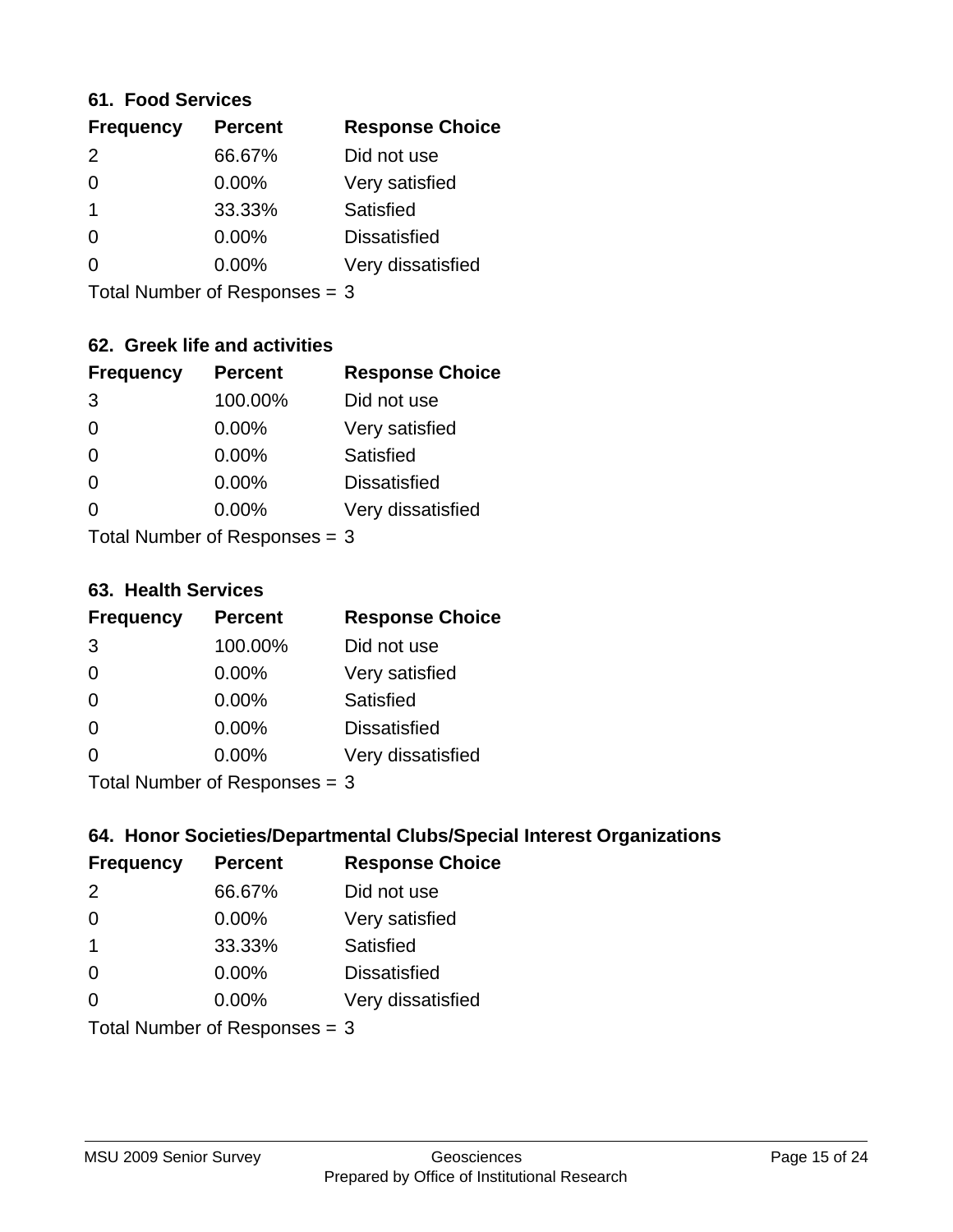### 61. Food Services

| Frequency | Percent | Response Choice |
|---|---|---|
| 2 | 66.67% | Did not use |
| 0 | 0.00% | Very satisfied |
| 1 | 33.33% | Satisfied |
| 0 | 0.00% | Dissatisfied |
| 0 | 0.00% | Very dissatisfied |

Total Number of Responses = 3

### 62. Greek life and activities

| Frequency | Percent | Response Choice |
|---|---|---|
| 3 | 100.00% | Did not use |
| 0 | 0.00% | Very satisfied |
| 0 | 0.00% | Satisfied |
| 0 | 0.00% | Dissatisfied |
| 0 | 0.00% | Very dissatisfied |

Total Number of Responses = 3

### 63. Health Services

| Frequency | Percent | Response Choice |
|---|---|---|
| 3 | 100.00% | Did not use |
| 0 | 0.00% | Very satisfied |
| 0 | 0.00% | Satisfied |
| 0 | 0.00% | Dissatisfied |
| 0 | 0.00% | Very dissatisfied |

Total Number of Responses = 3

### 64. Honor Societies/Departmental Clubs/Special Interest Organizations

| Frequency | Percent | Response Choice |
|---|---|---|
| 2 | 66.67% | Did not use |
| 0 | 0.00% | Very satisfied |
| 1 | 33.33% | Satisfied |
| 0 | 0.00% | Dissatisfied |
| 0 | 0.00% | Very dissatisfied |

Total Number of Responses = 3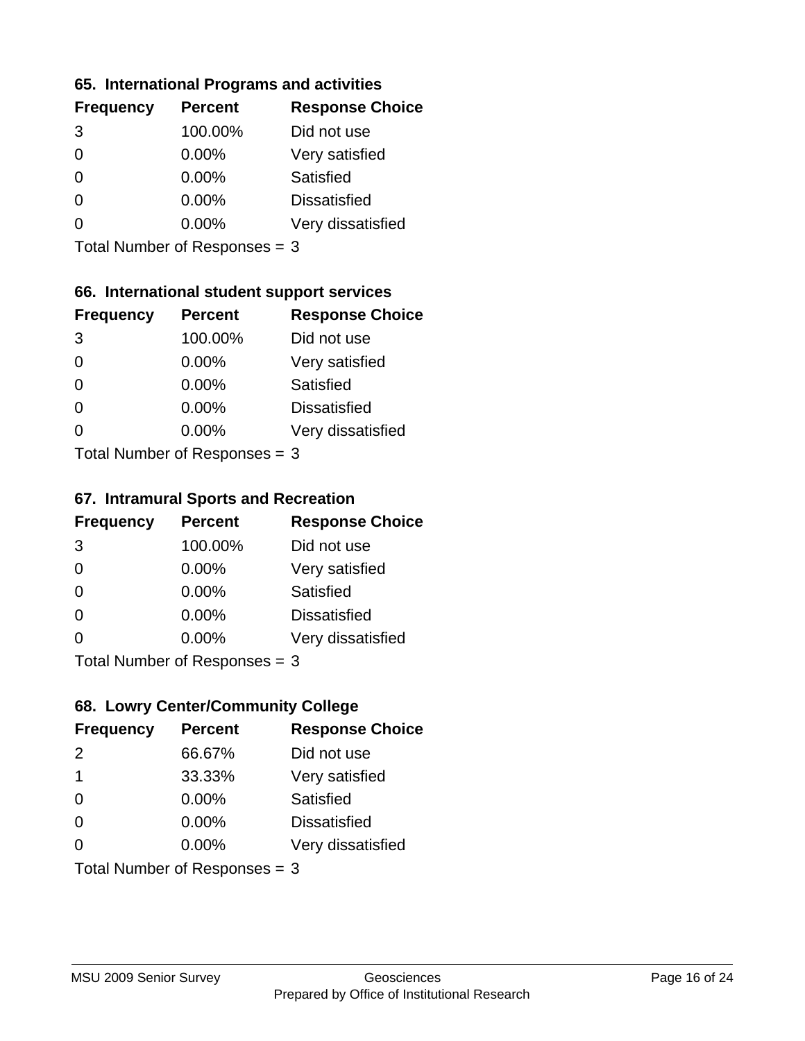### 65. International Programs and activities

| Frequency | Percent | Response Choice |
|---|---|---|
| 3 | 100.00% | Did not use |
| 0 | 0.00% | Very satisfied |
| 0 | 0.00% | Satisfied |
| 0 | 0.00% | Dissatisfied |
| 0 | 0.00% | Very dissatisfied |

Total Number of Responses = 3

### 66. International student support services

| Frequency | Percent | Response Choice |
|---|---|---|
| 3 | 100.00% | Did not use |
| 0 | 0.00% | Very satisfied |
| 0 | 0.00% | Satisfied |
| 0 | 0.00% | Dissatisfied |
| 0 | 0.00% | Very dissatisfied |

Total Number of Responses = 3

### 67. Intramural Sports and Recreation

| Frequency | Percent | Response Choice |
|---|---|---|
| 3 | 100.00% | Did not use |
| 0 | 0.00% | Very satisfied |
| 0 | 0.00% | Satisfied |
| 0 | 0.00% | Dissatisfied |
| 0 | 0.00% | Very dissatisfied |

Total Number of Responses = 3

### 68. Lowry Center/Community College

| Frequency | Percent | Response Choice |
|---|---|---|
| 2 | 66.67% | Did not use |
| 1 | 33.33% | Very satisfied |
| 0 | 0.00% | Satisfied |
| 0 | 0.00% | Dissatisfied |
| 0 | 0.00% | Very dissatisfied |

Total Number of Responses = 3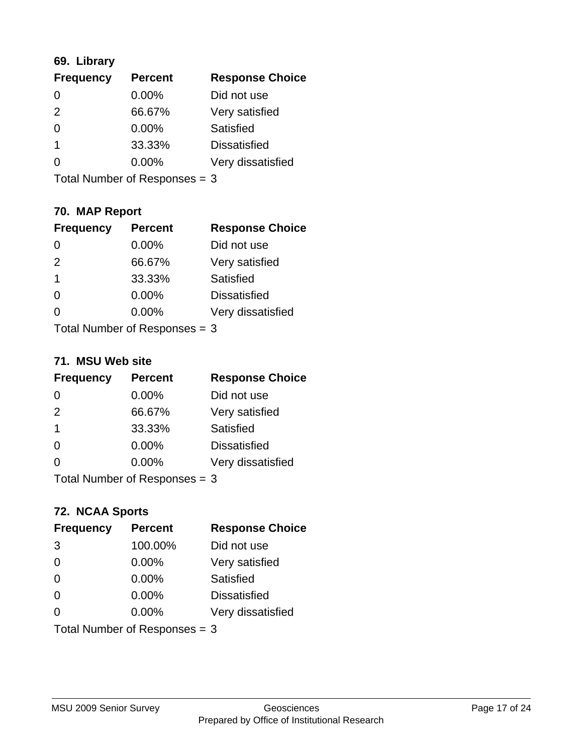### 69. Library

| Frequency | Percent | Response Choice |
| --- | --- | --- |
| 0 | 0.00% | Did not use |
| 2 | 66.67% | Very satisfied |
| 0 | 0.00% | Satisfied |
| 1 | 33.33% | Dissatisfied |
| 0 | 0.00% | Very dissatisfied |

Total Number of Responses = 3

### 70. MAP Report

| Frequency | Percent | Response Choice |
| --- | --- | --- |
| 0 | 0.00% | Did not use |
| 2 | 66.67% | Very satisfied |
| 1 | 33.33% | Satisfied |
| 0 | 0.00% | Dissatisfied |
| 0 | 0.00% | Very dissatisfied |

Total Number of Responses = 3

### 71. MSU Web site

| Frequency | Percent | Response Choice |
| --- | --- | --- |
| 0 | 0.00% | Did not use |
| 2 | 66.67% | Very satisfied |
| 1 | 33.33% | Satisfied |
| 0 | 0.00% | Dissatisfied |
| 0 | 0.00% | Very dissatisfied |

Total Number of Responses = 3

### 72. NCAA Sports

| Frequency | Percent | Response Choice |
| --- | --- | --- |
| 3 | 100.00% | Did not use |
| 0 | 0.00% | Very satisfied |
| 0 | 0.00% | Satisfied |
| 0 | 0.00% | Dissatisfied |
| 0 | 0.00% | Very dissatisfied |

Total Number of Responses = 3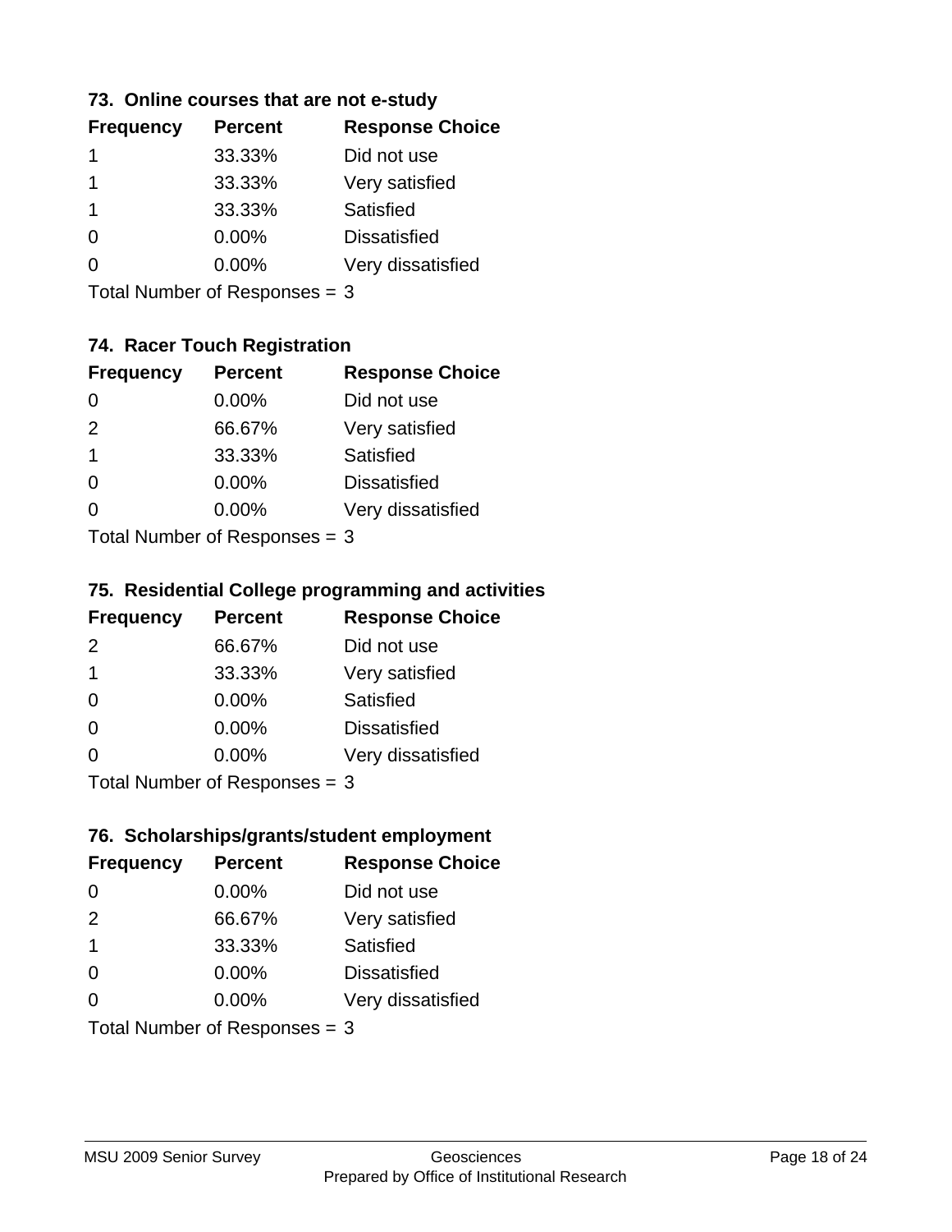### 73. Online courses that are not e-study

| Frequency | Percent | Response Choice |
|---|---|---|
| 1 | 33.33% | Did not use |
| 1 | 33.33% | Very satisfied |
| 1 | 33.33% | Satisfied |
| 0 | 0.00% | Dissatisfied |
| 0 | 0.00% | Very dissatisfied |

Total Number of Responses = 3

### 74. Racer Touch Registration

| Frequency | Percent | Response Choice |
|---|---|---|
| 0 | 0.00% | Did not use |
| 2 | 66.67% | Very satisfied |
| 1 | 33.33% | Satisfied |
| 0 | 0.00% | Dissatisfied |
| 0 | 0.00% | Very dissatisfied |

Total Number of Responses = 3

### 75. Residential College programming and activities

| Frequency | Percent | Response Choice |
|---|---|---|
| 2 | 66.67% | Did not use |
| 1 | 33.33% | Very satisfied |
| 0 | 0.00% | Satisfied |
| 0 | 0.00% | Dissatisfied |
| 0 | 0.00% | Very dissatisfied |

Total Number of Responses = 3

### 76. Scholarships/grants/student employment

| Frequency | Percent | Response Choice |
|---|---|---|
| 0 | 0.00% | Did not use |
| 2 | 66.67% | Very satisfied |
| 1 | 33.33% | Satisfied |
| 0 | 0.00% | Dissatisfied |
| 0 | 0.00% | Very dissatisfied |

Total Number of Responses = 3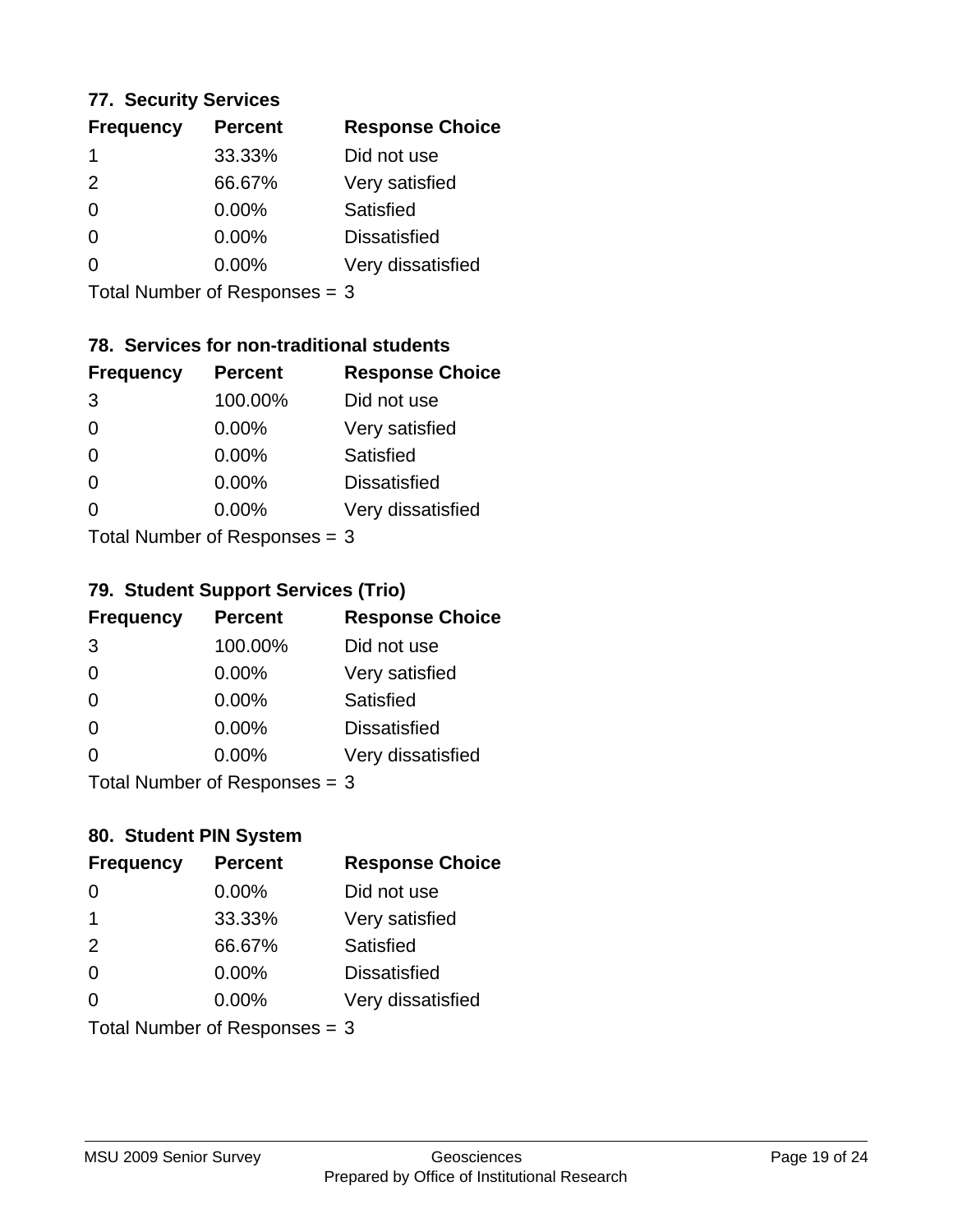### 77. Security Services

| Frequency | Percent | Response Choice |
|---|---|---|
| 1 | 33.33% | Did not use |
| 2 | 66.67% | Very satisfied |
| 0 | 0.00% | Satisfied |
| 0 | 0.00% | Dissatisfied |
| 0 | 0.00% | Very dissatisfied |

Total Number of Responses = 3

### 78. Services for non-traditional students

| Frequency | Percent | Response Choice |
|---|---|---|
| 3 | 100.00% | Did not use |
| 0 | 0.00% | Very satisfied |
| 0 | 0.00% | Satisfied |
| 0 | 0.00% | Dissatisfied |
| 0 | 0.00% | Very dissatisfied |

Total Number of Responses = 3

### 79. Student Support Services (Trio)

| Frequency | Percent | Response Choice |
|---|---|---|
| 3 | 100.00% | Did not use |
| 0 | 0.00% | Very satisfied |
| 0 | 0.00% | Satisfied |
| 0 | 0.00% | Dissatisfied |
| 0 | 0.00% | Very dissatisfied |

Total Number of Responses = 3

### 80. Student PIN System

| Frequency | Percent | Response Choice |
|---|---|---|
| 0 | 0.00% | Did not use |
| 1 | 33.33% | Very satisfied |
| 2 | 66.67% | Satisfied |
| 0 | 0.00% | Dissatisfied |
| 0 | 0.00% | Very dissatisfied |

Total Number of Responses = 3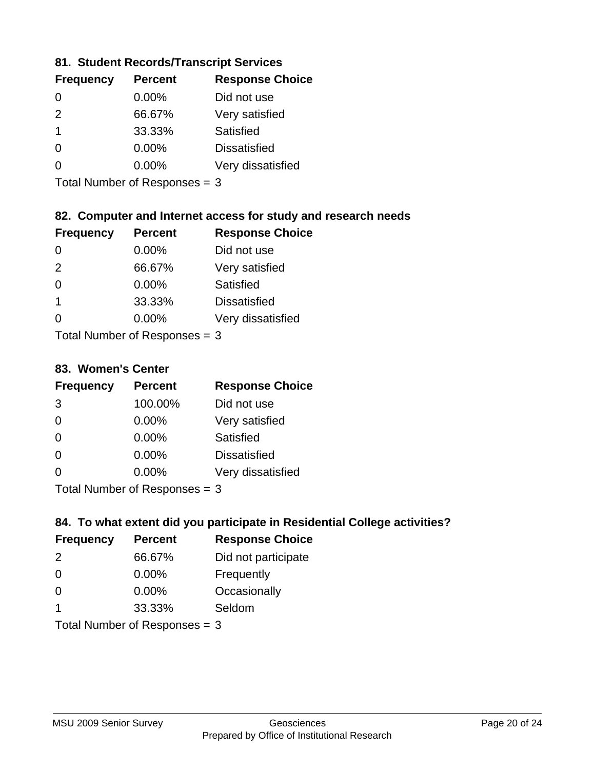### 81. Student Records/Transcript Services

| Frequency | Percent | Response Choice |
|---|---|---|
| 0 | 0.00% | Did not use |
| 2 | 66.67% | Very satisfied |
| 1 | 33.33% | Satisfied |
| 0 | 0.00% | Dissatisfied |
| 0 | 0.00% | Very dissatisfied |

Total Number of Responses = 3

### 82. Computer and Internet access for study and research needs

| Frequency | Percent | Response Choice |
|---|---|---|
| 0 | 0.00% | Did not use |
| 2 | 66.67% | Very satisfied |
| 0 | 0.00% | Satisfied |
| 1 | 33.33% | Dissatisfied |
| 0 | 0.00% | Very dissatisfied |

Total Number of Responses = 3

### 83. Women's Center

| Frequency | Percent | Response Choice |
|---|---|---|
| 3 | 100.00% | Did not use |
| 0 | 0.00% | Very satisfied |
| 0 | 0.00% | Satisfied |
| 0 | 0.00% | Dissatisfied |
| 0 | 0.00% | Very dissatisfied |

Total Number of Responses = 3

### 84. To what extent did you participate in Residential College activities?

| Frequency | Percent | Response Choice |
|---|---|---|
| 2 | 66.67% | Did not participate |
| 0 | 0.00% | Frequently |
| 0 | 0.00% | Occasionally |
| 1 | 33.33% | Seldom |

Total Number of Responses = 3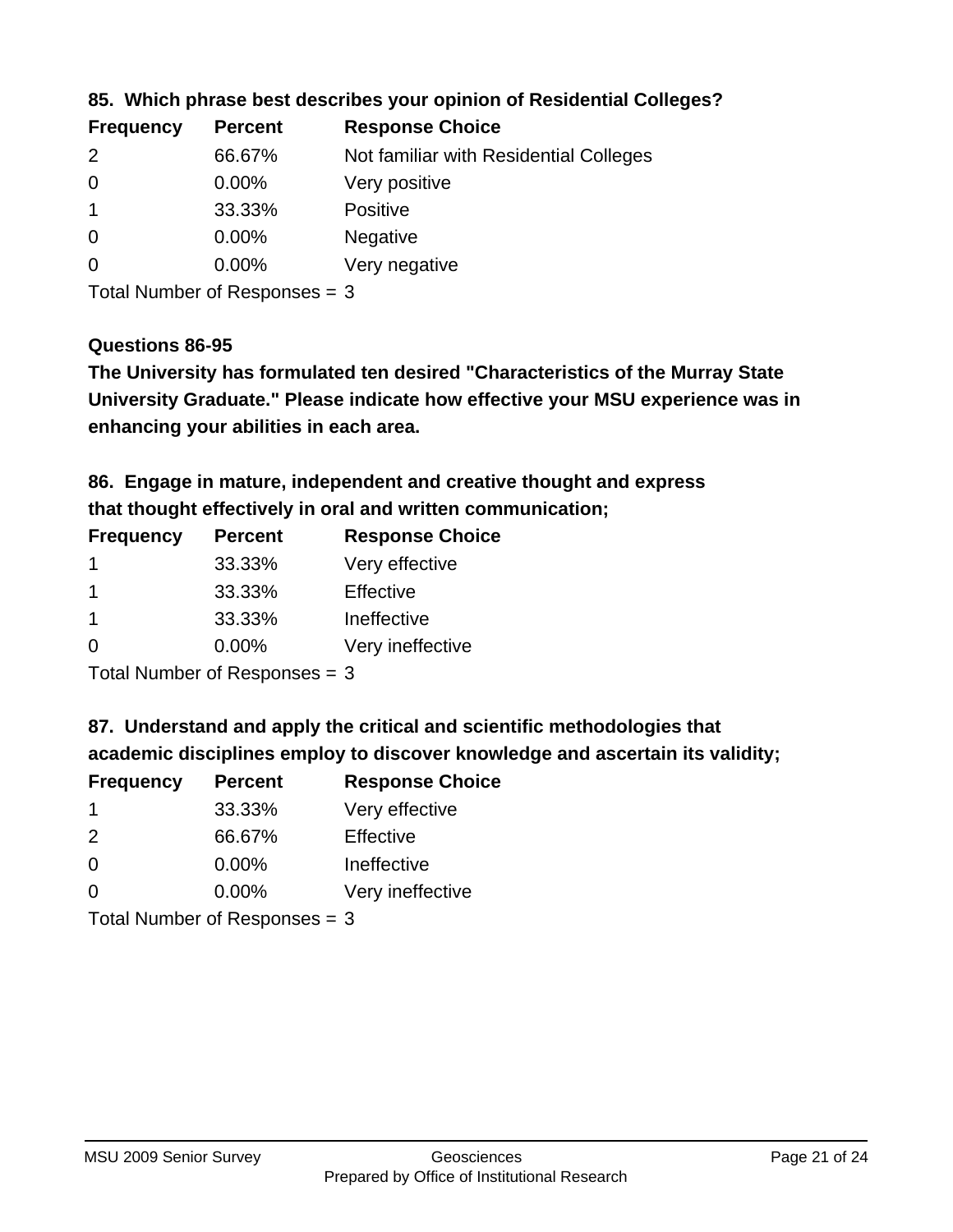**85. Which phrase best describes your opinion of Residential Colleges?**

| Frequency | Percent | Response Choice |
|---|---|---|
| 2 | 66.67% | Not familiar with Residential Colleges |
| 0 | 0.00% | Very positive |
| 1 | 33.33% | Positive |
| 0 | 0.00% | Negative |
| 0 | 0.00% | Very negative |

Total Number of Responses = 3

**Questions 86-95**

**The University has formulated ten desired "Characteristics of the Murray State University Graduate." Please indicate how effective your MSU experience was in enhancing your abilities in each area.**

**86. Engage in mature, independent and creative thought and express that thought effectively in oral and written communication;**

| Frequency | Percent | Response Choice |
|---|---|---|
| 1 | 33.33% | Very effective |
| 1 | 33.33% | Effective |
| 1 | 33.33% | Ineffective |
| 0 | 0.00% | Very ineffective |

Total Number of Responses = 3

**87. Understand and apply the critical and scientific methodologies that academic disciplines employ to discover knowledge and ascertain its validity;**

| Frequency | Percent | Response Choice |
|---|---|---|
| 1 | 33.33% | Very effective |
| 2 | 66.67% | Effective |
| 0 | 0.00% | Ineffective |
| 0 | 0.00% | Very ineffective |

Total Number of Responses = 3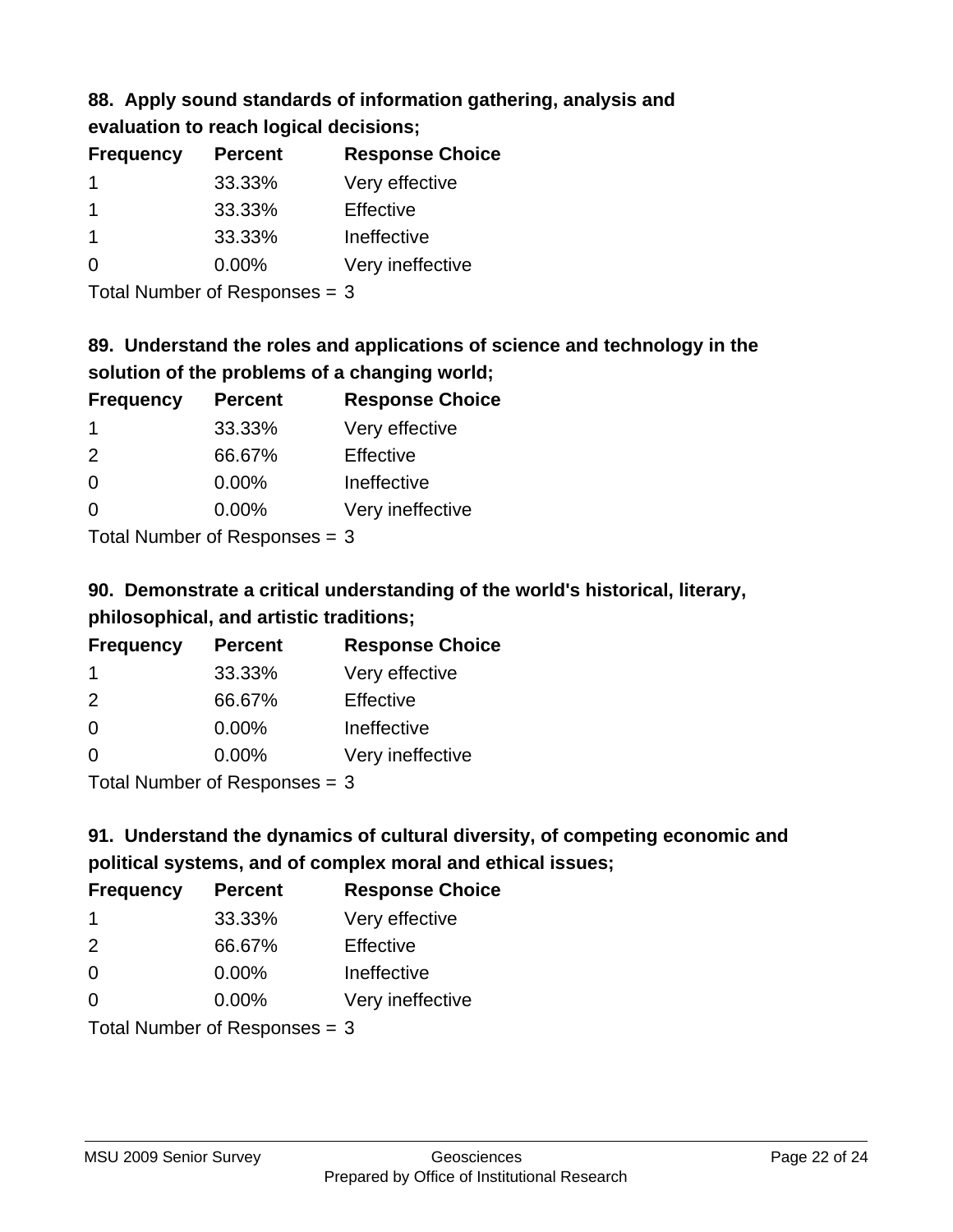**88. Apply sound standards of information gathering, analysis and evaluation to reach logical decisions;**

| Frequency | Percent | Response Choice |
|---|---|---|
| 1 | 33.33% | Very effective |
| 1 | 33.33% | Effective |
| 1 | 33.33% | Ineffective |
| 0 | 0.00% | Very ineffective |

Total Number of Responses = 3

**89. Understand the roles and applications of science and technology in the solution of the problems of a changing world;**

| Frequency | Percent | Response Choice |
|---|---|---|
| 1 | 33.33% | Very effective |
| 2 | 66.67% | Effective |
| 0 | 0.00% | Ineffective |
| 0 | 0.00% | Very ineffective |

Total Number of Responses = 3

**90. Demonstrate a critical understanding of the world's historical, literary, philosophical, and artistic traditions;**

| Frequency | Percent | Response Choice |
|---|---|---|
| 1 | 33.33% | Very effective |
| 2 | 66.67% | Effective |
| 0 | 0.00% | Ineffective |
| 0 | 0.00% | Very ineffective |

Total Number of Responses = 3

**91. Understand the dynamics of cultural diversity, of competing economic and political systems, and of complex moral and ethical issues;**

| Frequency | Percent | Response Choice |
|---|---|---|
| 1 | 33.33% | Very effective |
| 2 | 66.67% | Effective |
| 0 | 0.00% | Ineffective |
| 0 | 0.00% | Very ineffective |

Total Number of Responses = 3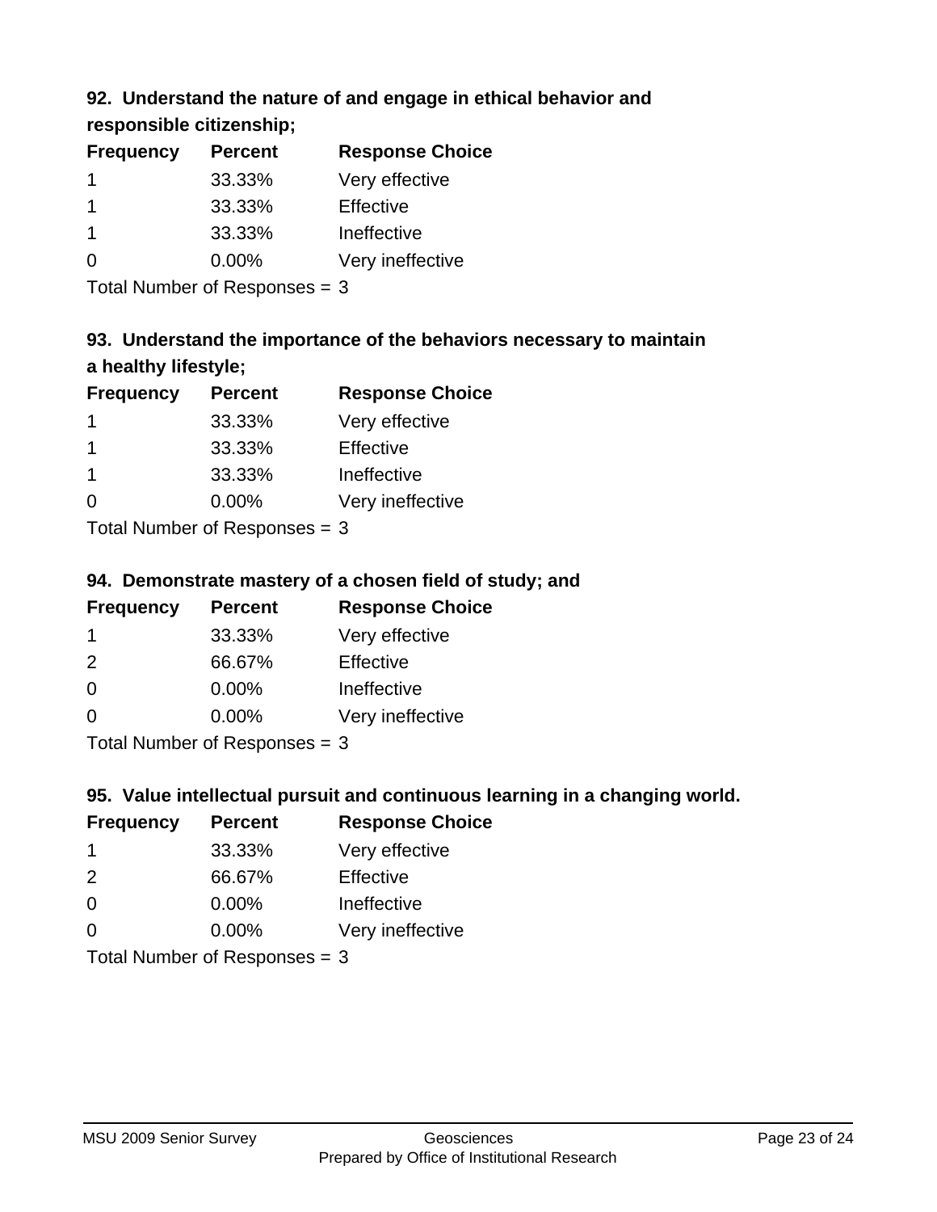### 92. Understand the nature of and engage in ethical behavior and responsible citizenship;

| Frequency | Percent | Response Choice |
|---|---|---|
| 1 | 33.33% | Very effective |
| 1 | 33.33% | Effective |
| 1 | 33.33% | Ineffective |
| 0 | 0.00% | Very ineffective |

Total Number of Responses = 3

### 93. Understand the importance of the behaviors necessary to maintain a healthy lifestyle;

| Frequency | Percent | Response Choice |
|---|---|---|
| 1 | 33.33% | Very effective |
| 1 | 33.33% | Effective |
| 1 | 33.33% | Ineffective |
| 0 | 0.00% | Very ineffective |

Total Number of Responses = 3

### 94. Demonstrate mastery of a chosen field of study; and

| Frequency | Percent | Response Choice |
|---|---|---|
| 1 | 33.33% | Very effective |
| 2 | 66.67% | Effective |
| 0 | 0.00% | Ineffective |
| 0 | 0.00% | Very ineffective |

Total Number of Responses = 3

### 95. Value intellectual pursuit and continuous learning in a changing world.

| Frequency | Percent | Response Choice |
|---|---|---|
| 1 | 33.33% | Very effective |
| 2 | 66.67% | Effective |
| 0 | 0.00% | Ineffective |
| 0 | 0.00% | Very ineffective |

Total Number of Responses = 3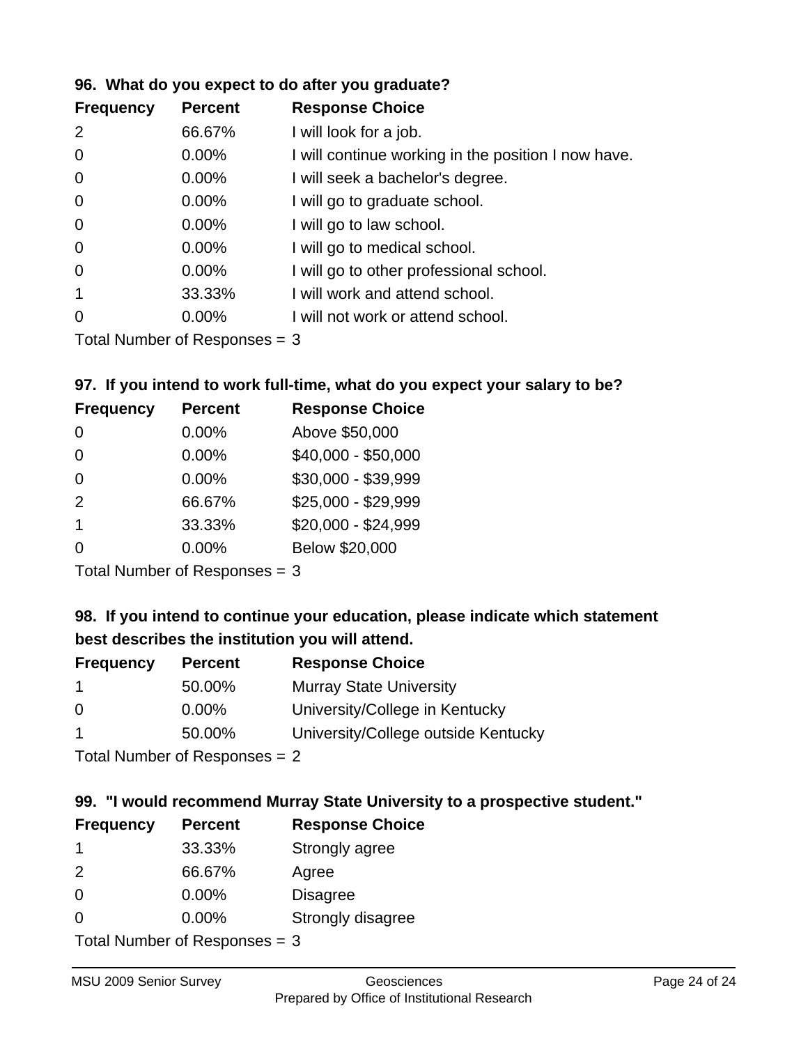### 96. What do you expect to do after you graduate?

| Frequency | Percent | Response Choice |
|---|---|---|
| 2 | 66.67% | I will look for a job. |
| 0 | 0.00% | I will continue working in the position I now have. |
| 0 | 0.00% | I will seek a bachelor's degree. |
| 0 | 0.00% | I will go to graduate school. |
| 0 | 0.00% | I will go to law school. |
| 0 | 0.00% | I will go to medical school. |
| 0 | 0.00% | I will go to other professional school. |
| 1 | 33.33% | I will work and attend school. |
| 0 | 0.00% | I will not work or attend school. |

Total Number of Responses = 3

### 97. If you intend to work full-time, what do you expect your salary to be?

| Frequency | Percent | Response Choice |
|---|---|---|
| 0 | 0.00% | Above $50,000 |
| 0 | 0.00% | $40,000 - $50,000 |
| 0 | 0.00% | $30,000 - $39,999 |
| 2 | 66.67% | $25,000 - $29,999 |
| 1 | 33.33% | $20,000 - $24,999 |
| 0 | 0.00% | Below $20,000 |

Total Number of Responses = 3

### 98. If you intend to continue your education, please indicate which statement best describes the institution you will attend.

| Frequency | Percent | Response Choice |
|---|---|---|
| 1 | 50.00% | Murray State University |
| 0 | 0.00% | University/College in Kentucky |
| 1 | 50.00% | University/College outside Kentucky |

Total Number of Responses = 2

### 99. "I would recommend Murray State University to a prospective student."

| Frequency | Percent | Response Choice |
|---|---|---|
| 1 | 33.33% | Strongly agree |
| 2 | 66.67% | Agree |
| 0 | 0.00% | Disagree |
| 0 | 0.00% | Strongly disagree |

Total Number of Responses = 3